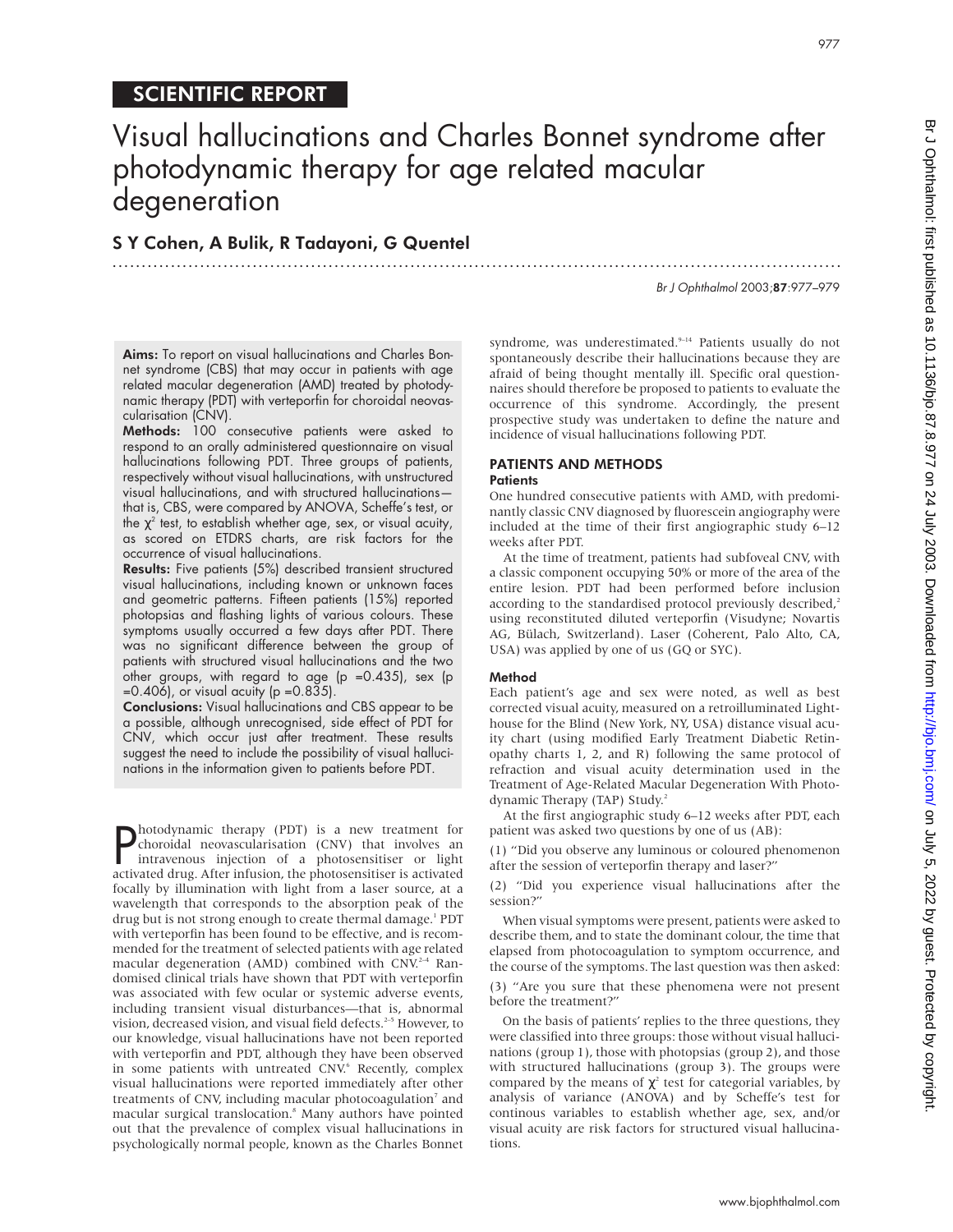SCIENTIFIC REPORT

# Visual hallucinations and Charles Bonnet syndrome after photodynamic therapy for age related macular degeneration

**S Y Cohen, A Bulik, R Tadayoni, G Quentel**

**Aims:** To report on visual hallucinations and Charles Bonnet syndrome (CBS) that may occur in patients with age related macular degeneration (AMD) treated by photodynamic therapy (PDT) with verteporfin for choroidal neovascularisation (CNV).

**Methods:** 100 consecutive patients were asked to respond to an orally administered questionnaire on visual hallucinations following PDT. Three groups of patients, respectively without visual hallucinations, with unstructured visual hallucinations, and with structured hallucinations—that is, CBS, were compared by ANOVA, Scheffe's test, or the $\chi^2$ test, to establish whether age, sex, or visual acuity, as scored on ETDRS charts, are risk factors for the occurrence of visual hallucinations.

**Results:** Five patients (5%) described transient structured visual hallucinations, including known or unknown faces and geometric patterns. Fifteen patients (15%) reported photopsias and flashing lights of various colours. These symptoms usually occurred a few days after PDT. There was no significant difference between the group of patients with structured visual hallucinations and the two other groups, with regard to age ($p = 0.435$), sex ($p = 0.406$), or visual acuity ($p = 0.835$).

**Conclusions:** Visual hallucinations and CBS appear to be a possible, although unrecognised, side effect of PDT for CNV, which occur just after treatment. These results suggest the need to include the possibility of visual hallucinations in the information given to patients before PDT.

Photodynamic therapy (PDT) is a new treatment for choroidal neovascularisation (CNV) that involves an intravenous injection of a photosensitiser or light activated drug. After infusion, the photosensitiser is activated focally by illumination with light from a laser source, at a wavelength that corresponds to the absorption peak of the drug but is not strong enough to create thermal damage.[1] PDT with verteporfin has been found to be effective, and is recommended for the treatment of selected patients with age related macular degeneration (AMD) combined with CNV.[2–4] Randomised clinical trials have shown that PDT with verteporfin was associated with few ocular or systemic adverse events, including transient visual disturbances—that is, abnormal vision, decreased vision, and visual field defects.[2–5] However, to our knowledge, visual hallucinations have not been reported with verteporfin and PDT, although they have been observed in some patients with untreated CNV.[6] Recently, complex visual hallucinations were reported immediately after other treatments of CNV, including macular photocoagulation[7] and macular surgical translocation.[8] Many authors have pointed out that the prevalence of complex visual hallucinations in psychologically normal people, known as the Charles Bonnet syndrome, was underestimated.[9–14] Patients usually do not spontaneously describe their hallucinations because they are afraid of being thought mentally ill. Specific oral questionnaires should therefore be proposed to patients to evaluate the occurrence of this syndrome. Accordingly, the present prospective study was undertaken to define the nature and incidence of visual hallucinations following PDT.

## PATIENTS AND METHODS

### Patients

One hundred consecutive patients with AMD, with predominantly classic CNV diagnosed by fluorescein angiography were included at the time of their first angiographic study 6–12 weeks after PDT.

At the time of treatment, patients had subfoveal CNV, with a classic component occupying 50% or more of the area of the entire lesion. PDT had been performed before inclusion according to the standardised protocol previously described,[2] using reconstituted diluted verteporfin (Visudyne; Novartis AG, Bülach, Switzerland). Laser (Coherent, Palo Alto, CA, USA) was applied by one of us (GQ or SYC).

### Method

Each patient's age and sex were noted, as well as best corrected visual acuity, measured on a retroilluminated Lighthouse for the Blind (New York, NY, USA) distance visual acuity chart (using modified Early Treatment Diabetic Retinopathy charts 1, 2, and R) following the same protocol of refraction and visual acuity determination used in the Treatment of Age-Related Macular Degeneration With Photodynamic Therapy (TAP) Study.[2]

At the first angiographic study 6–12 weeks after PDT, each patient was asked two questions by one of us (AB):

(1) "Did you observe any luminous or coloured phenomenon after the session of verteporfin therapy and laser?"

(2) "Did you experience visual hallucinations after the session?"

When visual symptoms were present, patients were asked to describe them, and to state the dominant colour, the time that elapsed from photocoagulation to symptom occurrence, and the course of the symptoms. The last question was then asked:

(3) "Are you sure that these phenomena were not present before the treatment?"

On the basis of patients' replies to the three questions, they were classified into three groups: those without visual hallucinations (group 1), those with photopsias (group 2), and those with structured hallucinations (group 3). The groups were compared by the means of $\chi^2$ test for categorial variables, by analysis of variance (ANOVA) and by Scheffe's test for continous variables to establish whether age, sex, and/or visual acuity are risk factors for structured visual hallucinations.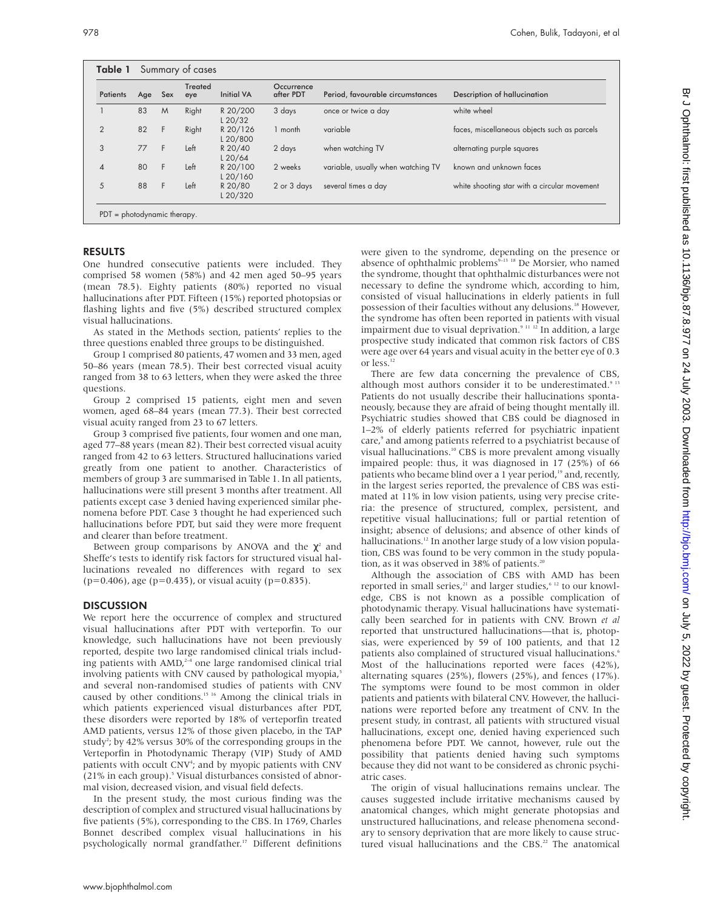**Table 1** Summary of cases

| Patients | Age | Sex | Treated eye | Initial VA | Occurrence after PDT | Period, favourable circumstances | Description of hallucination |
|---|---|---|---|---|---|---|---|
| 1 | 83 | M | Right | R 20/200<br>L 20/32 | 3 days | once or twice a day | white wheel |
| 2 | 82 | F | Right | R 20/126<br>L 20/800 | 1 month | variable | faces, miscellaneous objects such as parcels |
| 3 | 77 | F | Left | R 20/40<br>L 20/64 | 2 days | when watching TV | alternating purple squares |
| 4 | 80 | F | Left | R 20/100<br>L 20/160 | 2 weeks | variable, usually when watching TV | known and unknown faces |
| 5 | 88 | F | Left | R 20/80<br>L 20/320 | 2 or 3 days | several times a day | white shooting star with a circular movement |

PDT = photodynamic therapy.

## RESULTS

One hundred consecutive patients were included. They comprised 58 women (58%) and 42 men aged 50–95 years (mean 78.5). Eighty patients (80%) reported no visual hallucinations after PDT. Fifteen (15%) reported photopsias or flashing lights and five (5%) described structured complex visual hallucinations.

As stated in the Methods section, patients' replies to the three questions enabled three groups to be distinguished.

Group 1 comprised 80 patients, 47 women and 33 men, aged 50–86 years (mean 78.5). Their best corrected visual acuity ranged from 38 to 63 letters, when they were asked the three questions.

Group 2 comprised 15 patients, eight men and seven women, aged 68–84 years (mean 77.3). Their best corrected visual acuity ranged from 23 to 67 letters.

Group 3 comprised five patients, four women and one man, aged 77–88 years (mean 82). Their best corrected visual acuity ranged from 42 to 63 letters. Structured hallucinations varied greatly from one patient to another. Characteristics of members of group 3 are summarised in Table 1. In all patients, hallucinations were still present 3 months after treatment. All patients except case 3 denied having experienced similar phenomena before PDT. Case 3 thought he had experienced such hallucinations before PDT, but said they were more frequent and clearer than before treatment.

Between group comparisons by ANOVA and the $\chi^2$ and Sheffe's tests to identify risk factors for structured visual hallucinations revealed no differences with regard to sex ($p=0.406$), age ($p=0.435$), or visual acuity ($p=0.835$).

## DISCUSSION

We report here the occurrence of complex and structured visual hallucinations after PDT with verteporfin. To our knowledge, such hallucinations have not been previously reported, despite two large randomised clinical trials including patients with AMD,[2–4] one large randomised clinical trial involving patients with CNV caused by pathological myopia,[5] and several non-randomised studies of patients with CNV caused by other conditions.[15 16] Among the clinical trials in which patients experienced visual disturbances after PDT, these disorders were reported by 18% of verteporfin treated AMD patients, versus 12% of those given placebo, in the TAP study[2]; by 42% versus 30% of the corresponding groups in the Verteporfin in Photodynamic Therapy (VIP) Study of AMD patients with occult CNV[4]; and by myopic patients with CNV (21% in each group).[5] Visual disturbances consisted of abnormal vision, decreased vision, and visual field defects.

In the present study, the most curious finding was the description of complex and structured visual hallucinations by five patients (5%), corresponding to the CBS. In 1769, Charles Bonnet described complex visual hallucinations in his psychologically normal grandfather.[17] Different definitions were given to the syndrome, depending on the presence or absence of ophthalmic problems[9–13 18] De Morsier, who named the syndrome, thought that ophthalmic disturbances were not necessary to define the syndrome which, according to him, consisted of visual hallucinations in elderly patients in full possession of their faculties without any delusions.[18] However, the syndrome has often been reported in patients with visual impairment due to visual deprivation.[9 11 12] In addition, a large prospective study indicated that common risk factors of CBS were age over 64 years and visual acuity in the better eye of 0.3 or less.[12]

There are few data concerning the prevalence of CBS, although most authors consider it to be underestimated.[9 13] Patients do not usually describe their hallucinations spontaneously, because they are afraid of being thought mentally ill. Psychiatric studies showed that CBS could be diagnosed in 1–2% of elderly patients referred for psychiatric inpatient care,[9] and among patients referred to a psychiatrist because of visual hallucinations.[10] CBS is more prevalent among visually impaired people: thus, it was diagnosed in 17 (25%) of 66 patients who became blind over a 1 year period,[19] and, recently, in the largest series reported, the prevalence of CBS was estimated at 11% in low vision patients, using very precise criteria: the presence of structured, complex, persistent, and repetitive visual hallucinations; full or partial retention of insight; absence of delusions; and absence of other kinds of hallucinations.[12] In another large study of a low vision population, CBS was found to be very common in the study population, as it was observed in 38% of patients.[20]

Although the association of CBS with AMD has been reported in small series,[21] and larger studies,[6 12] to our knowledge, CBS is not known as a possible complication of photodynamic therapy. Visual hallucinations have systematically been searched for in patients with CNV. Brown *et al* reported that unstructured hallucinations—that is, photopsias, were experienced by 59 of 100 patients, and that 12 patients also complained of structured visual hallucinations.[6] Most of the hallucinations reported were faces (42%), alternating squares (25%), flowers (25%), and fences (17%). The symptoms were found to be most common in older patients and patients with bilateral CNV. However, the hallucinations were reported before any treatment of CNV. In the present study, in contrast, all patients with structured visual hallucinations, except one, denied having experienced such phenomena before PDT. We cannot, however, rule out the possibility that patients denied having such symptoms because they did not want to be considered as chronic psychiatric cases.

The origin of visual hallucinations remains unclear. The causes suggested include irritative mechanisms caused by anatomical changes, which might generate photopsias and unstructured hallucinations, and release phenomena secondary to sensory deprivation that are more likely to cause structured visual hallucinations and the CBS.[22] The anatomical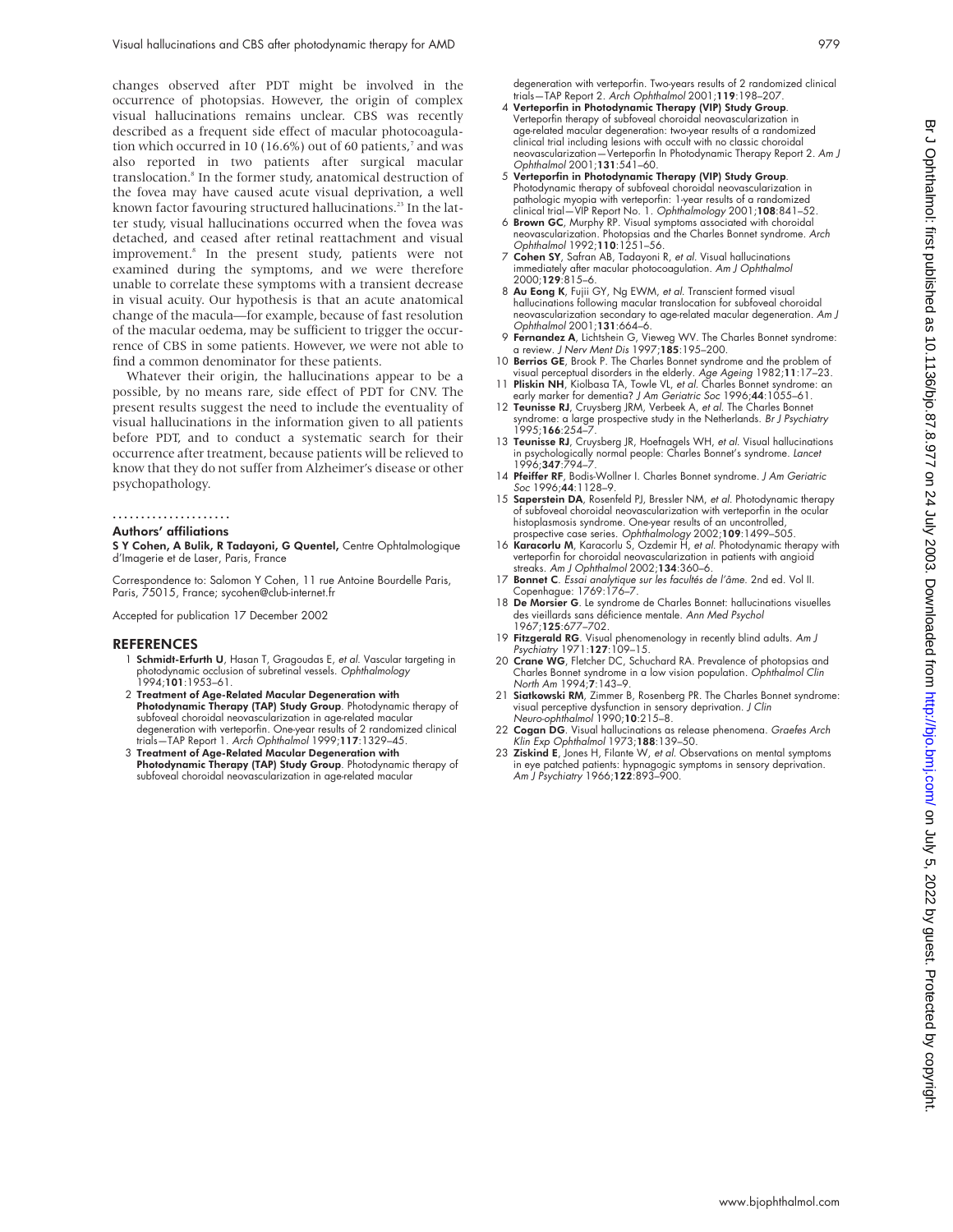changes observed after PDT might be involved in the occurrence of photopsias. However, the origin of complex visual hallucinations remains unclear. CBS was recently described as a frequent side effect of macular photocoagulation which occurred in 10 (16.6%) out of 60 patients,[7] and was also reported in two patients after surgical macular translocation.[8] In the former study, anatomical destruction of the fovea may have caused acute visual deprivation, a well known factor favouring structured hallucinations.[23] In the latter study, visual hallucinations occurred when the fovea was detached, and ceased after retinal reattachment and visual improvement.[8] In the present study, patients were not examined during the symptoms, and we were therefore unable to correlate these symptoms with a transient decrease in visual acuity. Our hypothesis is that an acute anatomical change of the macula—for example, because of fast resolution of the macular oedema, may be sufficient to trigger the occurrence of CBS in some patients. However, we were not able to find a common denominator for these patients.

Whatever their origin, the hallucinations appear to be a possible, by no means rare, side effect of PDT for CNV. The present results suggest the need to include the eventuality of visual hallucinations in the information given to all patients before PDT, and to conduct a systematic search for their occurrence after treatment, because patients will be relieved to know that they do not suffer from Alzheimer's disease or other psychopathology.

### Authors' affiliations

**S Y Cohen, A Bulik, R Tadayoni, G Quentel,** Centre Ophtalmologique d'Imagerie et de Laser, Paris, France

Correspondence to: Salomon Y Cohen, 11 rue Antoine Bourdelle Paris, Paris, 75015, France; sycohen@club-internet.fr

Accepted for publication 17 December 2002

## REFERENCES

1. **Schmidt-Erfurth U**, Hasan T, Gragoudas E, *et al.* Vascular targeting in photodynamic occlusion of subretinal vessels. *Ophthalmology* 1994;**101**:1953–61.
2. **Treatment of Age-Related Macular Degeneration with Photodynamic Therapy (TAP) Study Group**. Photodynamic therapy of subfoveal choroidal neovascularization in age-related macular degeneration with verteporfin. One-year results of 2 randomized clinical trials—TAP Report 1. *Arch Ophthalmol* 1999;**117**:1329–45.
3. **Treatment of Age-Related Macular Degeneration with Photodynamic Therapy (TAP) Study Group**. Photodynamic therapy of subfoveal choroidal neovascularization in age-related macular degeneration with verteporfin. Two-years results of 2 randomized clinical trials—TAP Report 2. *Arch Ophthalmol* 2001;**119**:198–207.
4. **Verteporfin in Photodynamic Therapy (VIP) Study Group**. Verteporfin therapy of subfoveal choroidal neovascularization in age-related macular degeneration: two-year results of a randomized clinical trial including lesions with occult with no classic choroidal neovascularization—Verteporfin In Photodynamic Therapy Report 2. *Am J Ophthalmol* 2001;**131**:541–60.
5. **Verteporfin in Photodynamic Therapy (VIP) Study Group**. Photodynamic therapy of subfoveal choroidal neovascularization in pathologic myopia with verteporfin: 1-year results of a randomized clinical trial—VIP Report No. 1. *Ophthalmology* 2001;**108**:841–52.
6. **Brown GC**, Murphy RP. Visual symptoms associated with choroidal neovascularization. Photopsias and the Charles Bonnet syndrome. *Arch Ophthalmol* 1992;**110**:1251–56.
7. **Cohen SY**, Safran AB, Tadayoni R, *et al.* Visual hallucinations immediately after macular photocoagulation. *Am J Ophthalmol* 2000;**129**:815–6.
8. **Au Eong K**, Fujii GY, Ng EWM, *et al.* Transcient formed visual hallucinations following macular translocation for subfoveal choroidal neovascularization secondary to age-related macular degeneration. *Am J Ophthalmol* 2001;**131**:664–6.
9. **Fernandez A**, Lichtshein G, Vieweg WV. The Charles Bonnet syndrome: a review. *J Nerv Ment Dis* 1997;**185**:195–200.
10. **Berrios GE**, Brook P. The Charles Bonnet syndrome and the problem of visual perceptual disorders in the elderly. *Age Ageing* 1982;**11**:17–23.
11. **Pliskin NH**, Kiolbasa TA, Towle VL, *et al.* Charles Bonnet syndrome: an early marker for dementia? *J Am Geriatric Soc* 1996;**44**:1055–61.
12. **Teunisse RJ**, Cruysberg JRM, Verbeek A, *et al.* The Charles Bonnet syndrome: a large prospective study in the Netherlands. *Br J Psychiatry* 1995;**166**:254–7.
13. **Teunisse RJ**, Cruysberg JR, Hoefnagels WH, *et al.* Visual hallucinations in psychologically normal people: Charles Bonnet's syndrome. *Lancet* 1996;**347**:794–7.
14. **Pfeiffer RF**, Bodis-Wollner I. Charles Bonnet syndrome. *J Am Geriatric Soc* 1996;**44**:1128–9.
15. **Saperstein DA**, Rosenfeld PJ, Bressler NM, *et al.* Photodynamic therapy of subfoveal choroidal neovascularization with verteporfin in the ocular histoplasmosis syndrome. One-year results of an uncontrolled, prospective case series. *Ophthalmology* 2002;**109**:1499–505.
16. **Karacorlu M**, Karacorlu S, Ozdemir H, *et al.* Photodynamic therapy with verteporfin for choroidal neovascularization in patients with angioid streaks. *Am J Ophthalmol* 2002;**134**:360–6.
17. **Bonnet C**. *Essai analytique sur les facultés de l'âme.* 2nd ed. Vol II. Copenhague: 1769:176–7.
18. **De Morsier G**. Le syndrome de Charles Bonnet: hallucinations visuelles des vieillards sans déficience mentale. *Ann Med Psychol* 1967;**125**:677–702.
19. **Fitzgerald RG**. Visual phenomenology in recently blind adults. *Am J Psychiatry* 1971:**127**:109–15.
20. **Crane WG**, Fletcher DC, Schuchard RA. Prevalence of photopsias and Charles Bonnet syndrome in a low vision population. *Ophthalmol Clin North Am* 1994;**7**:143–9.
21. **Siatkowski RM**, Zimmer B, Rosenberg PR. The Charles Bonnet syndrome: visual perceptive dysfunction in sensory deprivation. *J Clin Neuro-ophthalmol* 1990;**10**:215–8.
22. **Cogan DG**. Visual hallucinations as release phenomena. *Graefes Arch Klin Exp Ophthalmol* 1973;**188**:139–50.
23. **Ziskind E**, Jones H, Filante W, *et al.* Observations on mental symptoms in eye patched patients: hypnagogic symptoms in sensory deprivation. *Am J Psychiatry* 1966;**122**:893–900.